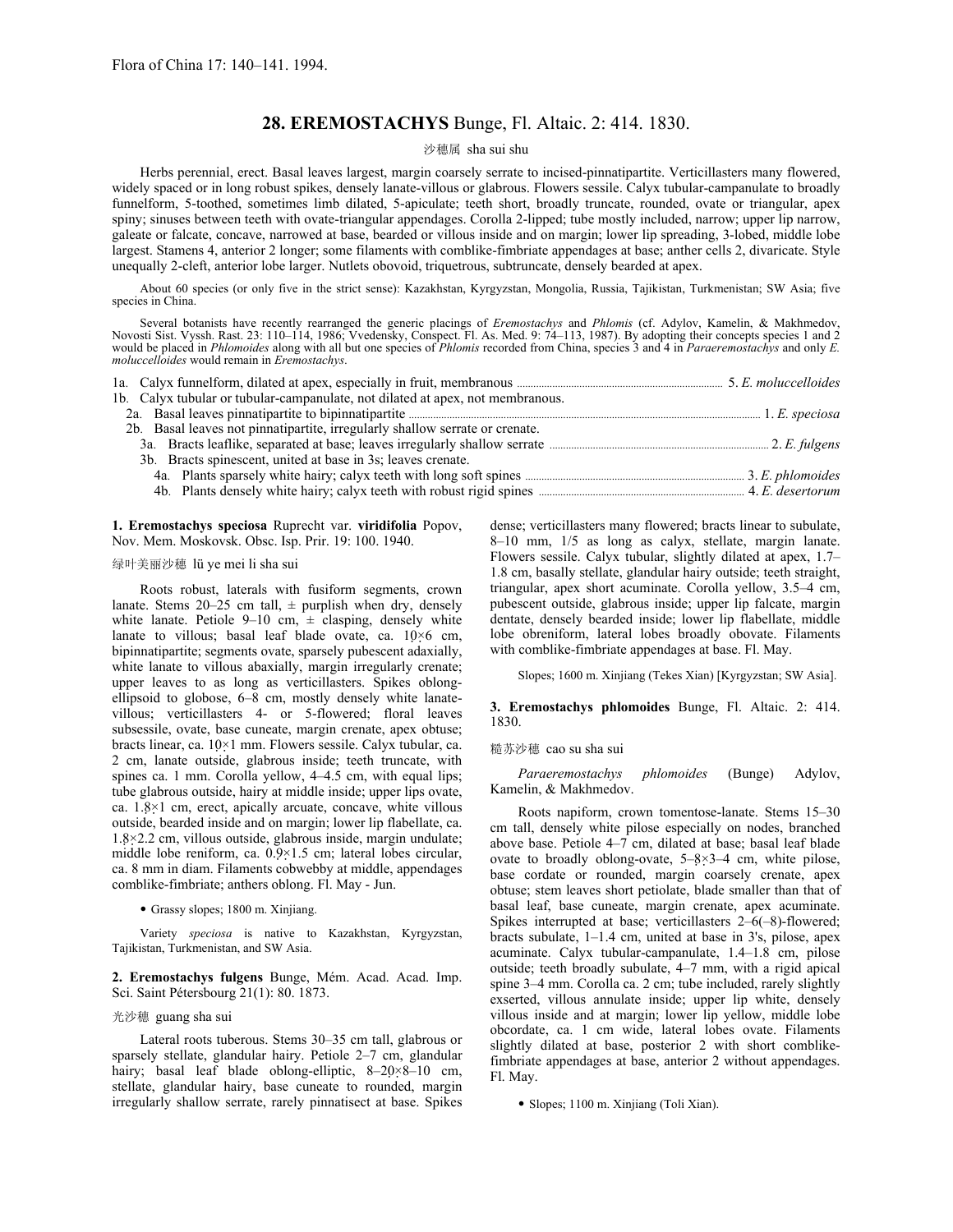Flora of China 17: 140–141. 1994.

# 28. EREMOSTACHYS Bunge, Fl. Altaic. 2: 414. 1830.

沙穗属 sha sui shu

Herbs perennial, erect. Basal leaves largest, margin coarsely serrate to incised-pinnatipartite. Verticillasters many flowered, widely spaced or in long robust spikes, densely lanate-villous or glabrous. Flowers sessile. Calyx tubular-campanulate to broadly funnelform, 5-toothed, sometimes limb dilated, 5-apiculate; teeth short, broadly truncate, rounded, ovate or triangular, apex spiny; sinuses between teeth with ovate-triangular appendages. Corolla 2-lipped; tube mostly included, narrow; upper lip narrow, galeate or falcate, concave, narrowed at base, bearded or villous inside and on margin; lower lip spreading, 3-lobed, middle lobe largest. Stamens 4, anterior 2 longer; some filaments with comblike-fimbriate appendages at base; anther cells 2, divaricate. Style unequally 2-cleft, anterior lobe larger. Nutlets obovoid, triquetrous, subtruncate, densely bearded at apex.

About 60 species (or only five in the strict sense): Kazakhstan, Kyrgyzstan, Mongolia, Russia, Tajikistan, Turkmenistan; SW Asia; five species in China.

Several botanists have recently rearranged the generic placings of *Eremostachys* and *Phlomis* (cf. Adylov, Kamelin, & Makhmedov, Novosti Sist. Vyssh. Rast. 23: 110–114, 1986; Vvedensky, Conspect. Fl. As. Med. 9: 74–113, 1987). By adopting their concepts species 1 and 2 would be placed in *Phlomoides* along with all but one species of *Phlomis* recorded from China, species 3 and 4 in *Paraeremostachys* and only *E. moluccelloides* would remain in *Eremostachys*.

1a. Calyx funnelform, dilated at apex, especially in fruit, membranous .......... 5. *E. moluccelloides*
1b. Calyx tubular or tubular-campanulate, not dilated at apex, not membranous.
  2a. Basal leaves pinnatipartite to bipinnatipartite .......... 1. *E. speciosa*
  2b. Basal leaves not pinnatipartite, irregularly shallow serrate or crenate.
    3a. Bracts leaflike, separated at base; leaves irregularly shallow serrate .......... 2. *E. fulgens*
    3b. Bracts spinescent, united at base in 3s; leaves crenate.
      4a. Plants sparsely white hairy; calyx teeth with long soft spines .......... 3. *E. phlomoides*
      4b. Plants densely white hairy; calyx teeth with robust rigid spines .......... 4. *E. desertorum*

**1. Eremostachys speciosa** Ruprecht var. **viridifolia** Popov, Nov. Mem. Moskovsk. Obsc. Isp. Prir. 19: 100. 1940.

绿叶美丽沙穗 lü ye mei li sha sui

Roots robust, laterals with fusiform segments, crown lanate. Stems 20–25 cm tall, ± purplish when dry, densely white lanate. Petiole 9–10 cm, ± clasping, densely white lanate to villous; basal leaf blade ovate, ca. 10×6 cm, bipinnatipartite; segments ovate, sparsely pubescent adaxially, white lanate to villous abaxially, margin irregularly crenate; upper leaves to as long as verticillasters. Spikes oblong-ellipsoid to globose, 6–8 cm, mostly densely white lanate-villous; verticillasters 4- or 5-flowered; floral leaves subsessile, ovate, base cuneate, margin crenate, apex obtuse; bracts linear, ca. 10×1 mm. Flowers sessile. Calyx tubular, ca. 2 cm, lanate outside, glabrous inside; teeth truncate, with spines ca. 1 mm. Corolla yellow, 4–4.5 cm, with equal lips; tube glabrous outside, hairy at middle inside; upper lips ovate, ca. 1.8×1 cm, erect, apically arcuate, concave, white villous outside, bearded inside and on margin; lower lip flabellate, ca. 1.8×2.2 cm, villous outside, glabrous inside, margin undulate; middle lobe reniform, ca. 0.9×1.5 cm; lateral lobes circular, ca. 8 mm in diam. Filaments cobwebby at middle, appendages comblike-fimbriate; anthers oblong. Fl. May - Jun.

- Grassy slopes; 1800 m. Xinjiang.

Variety *speciosa* is native to Kazakhstan, Kyrgyzstan, Tajikistan, Turkmenistan, and SW Asia.

**2. Eremostachys fulgens** Bunge, Mém. Acad. Acad. Imp. Sci. Saint Pétersbourg 21(1): 80. 1873.

光沙穗 guang sha sui

Lateral roots tuberous. Stems 30–35 cm tall, glabrous or sparsely stellate, glandular hairy. Petiole 2–7 cm, glandular hairy; basal leaf blade oblong-elliptic, 8–20×8–10 cm, stellate, glandular hairy, base cuneate to rounded, margin irregularly shallow serrate, rarely pinnatisect at base. Spikes dense; verticillasters many flowered; bracts linear to subulate, 8–10 mm, 1/5 as long as calyx, stellate, margin lanate. Flowers sessile. Calyx tubular, slightly dilated at apex, 1.7–1.8 cm, basally stellate, glandular hairy outside; teeth straight, triangular, apex short acuminate. Corolla yellow, 3.5–4 cm, pubescent outside, glabrous inside; upper lip falcate, margin dentate, densely bearded inside; lower lip flabellate, middle lobe obreniform, lateral lobes broadly obovate. Filaments with comblike-fimbriate appendages at base. Fl. May.

Slopes; 1600 m. Xinjiang (Tekes Xian) [Kyrgyzstan; SW Asia].

**3. Eremostachys phlomoides** Bunge, Fl. Altaic. 2: 414. 1830.

糙苏沙穗 cao su sha sui

*Paraeremostachys phlomoides* (Bunge) Adylov, Kamelin, & Makhmedov.

Roots napiform, crown tomentose-lanate. Stems 15–30 cm tall, densely white pilose especially on nodes, branched above base. Petiole 4–7 cm, dilated at base; basal leaf blade ovate to broadly oblong-ovate, 5–8×3–4 cm, white pilose, base cordate or rounded, margin coarsely crenate, apex obtuse; stem leaves short petiolate, blade smaller than that of basal leaf, base cuneate, margin crenate, apex acuminate. Spikes interrupted at base; verticillasters 2–6(–8)-flowered; bracts subulate, 1–1.4 cm, united at base in 3's, pilose, apex acuminate. Calyx tubular-campanulate, 1.4–1.8 cm, pilose outside; teeth broadly subulate, 4–7 mm, with a rigid apical spine 3–4 mm. Corolla ca. 2 cm; tube included, rarely slightly exserted, villous annulate inside; upper lip white, densely villous inside and at margin; lower lip yellow, middle lobe obcordate, ca. 1 cm wide, lateral lobes ovate. Filaments slightly dilated at base, posterior 2 with short comblike-fimbriate appendages at base, anterior 2 without appendages. Fl. May.

- Slopes; 1100 m. Xinjiang (Toli Xian).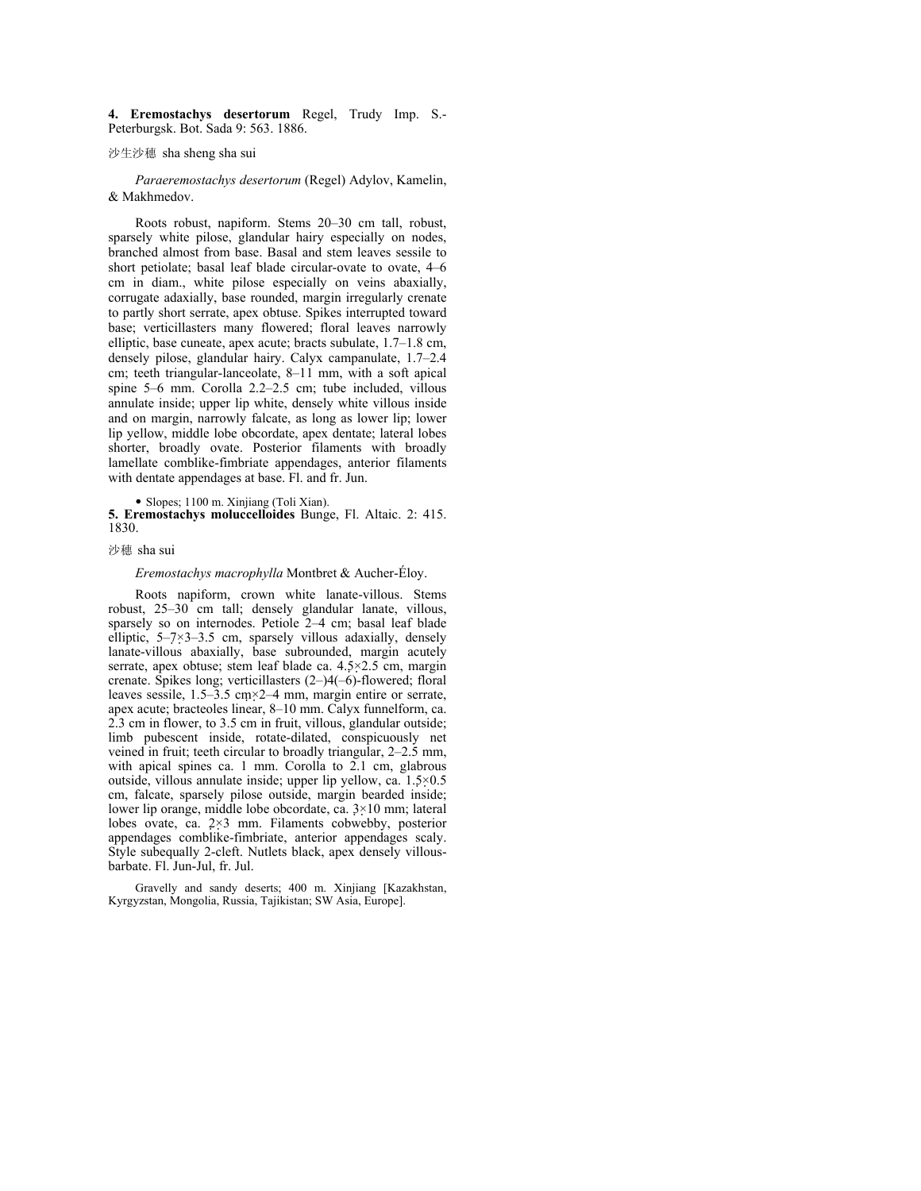**4. Eremostachys desertorum** Regel, Trudy Imp. S.-Peterburgsk. Bot. Sada 9: 563. 1886.

沙生沙穗 sha sheng sha sui

*Paraeremostachys desertorum* (Regel) Adylov, Kamelin, & Makhmedov.

Roots robust, napiform. Stems 20–30 cm tall, robust, sparsely white pilose, glandular hairy especially on nodes, branched almost from base. Basal and stem leaves sessile to short petiolate; basal leaf blade circular-ovate to ovate, 4–6 cm in diam., white pilose especially on veins abaxially, corrugate adaxially, base rounded, margin irregularly crenate to partly short serrate, apex obtuse. Spikes interrupted toward base; verticillasters many flowered; floral leaves narrowly elliptic, base cuneate, apex acute; bracts subulate, 1.7–1.8 cm, densely pilose, glandular hairy. Calyx campanulate, 1.7–2.4 cm; teeth triangular-lanceolate, 8–11 mm, with a soft apical spine 5–6 mm. Corolla 2.2–2.5 cm; tube included, villous annulate inside; upper lip white, densely white villous inside and on margin, narrowly falcate, as long as lower lip; lower lip yellow, middle lobe obcordate, apex dentate; lateral lobes shorter, broadly ovate. Posterior filaments with broadly lamellate comblike-fimbriate appendages, anterior filaments with dentate appendages at base. Fl. and fr. Jun.

• Slopes; 1100 m. Xinjiang (Toli Xian).

**5. Eremostachys moluccelloides** Bunge, Fl. Altaic. 2: 415. 1830.

沙穗 sha sui

*Eremostachys macrophylla* Montbret & Aucher-Éloy.

Roots napiform, crown white lanate-villous. Stems robust, 25–30 cm tall; densely glandular lanate, villous, sparsely so on internodes. Petiole 2–4 cm; basal leaf blade elliptic, 5–7 × 3–3.5 cm, sparsely villous adaxially, densely lanate-villous abaxially, base subrounded, margin acutely serrate, apex obtuse; stem leaf blade ca. 4.5 × 2.5 cm, margin crenate. Spikes long; verticillasters (2–)4(–6)-flowered; floral leaves sessile, 1.5–3.5 cm × 2–4 mm, margin entire or serrate, apex acute; bracteoles linear, 8–10 mm. Calyx funnelform, ca. 2.3 cm in flower, to 3.5 cm in fruit, villous, glandular outside; limb pubescent inside, rotate-dilated, conspicuously net veined in fruit; teeth circular to broadly triangular, 2–2.5 mm, with apical spines ca. 1 mm. Corolla to 2.1 cm, glabrous outside, villous annulate inside; upper lip yellow, ca. 1.5 × 0.5 cm, falcate, sparsely pilose outside, margin bearded inside; lower lip orange, middle lobe obcordate, ca. 3 × 10 mm; lateral lobes ovate, ca. 2 × 3 mm. Filaments cobwebby, posterior appendages comblike-fimbriate, anterior appendages scaly. Style subequally 2-cleft. Nutlets black, apex densely villous-barbate. Fl. Jun-Jul, fr. Jul.

Gravelly and sandy deserts; 400 m. Xinjiang [Kazakhstan, Kyrgyzstan, Mongolia, Russia, Tajikistan; SW Asia, Europe].